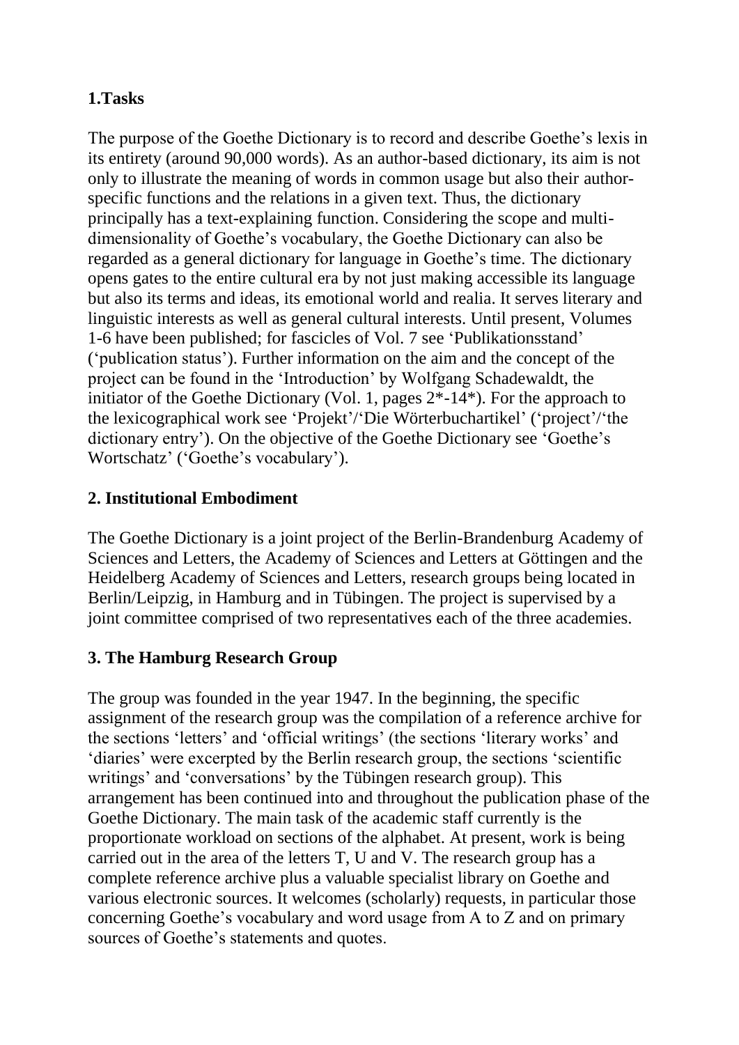## 1.Tasks

The purpose of the Goethe Dictionary is to record and describe Goethe's lexis in its entirety (around 90,000 words). As an author-based dictionary, its aim is not only to illustrate the meaning of words in common usage but also their author-specific functions and the relations in a given text. Thus, the dictionary principally has a text-explaining function. Considering the scope and multi-dimensionality of Goethe's vocabulary, the Goethe Dictionary can also be regarded as a general dictionary for language in Goethe's time. The dictionary opens gates to the entire cultural era by not just making accessible its language but also its terms and ideas, its emotional world and realia. It serves literary and linguistic interests as well as general cultural interests. Until present, Volumes 1-6 have been published; for fascicles of Vol. 7 see 'Publikationsstand' ('publication status'). Further information on the aim and the concept of the project can be found in the 'Introduction' by Wolfgang Schadewaldt, the initiator of the Goethe Dictionary (Vol. 1, pages 2*-14*). For the approach to the lexicographical work see 'Projekt'/'Die Wörterbuchartikel' ('project'/'the dictionary entry'). On the objective of the Goethe Dictionary see 'Goethe's Wortschatz' ('Goethe's vocabulary').

## 2. Institutional Embodiment

The Goethe Dictionary is a joint project of the Berlin-Brandenburg Academy of Sciences and Letters, the Academy of Sciences and Letters at Göttingen and the Heidelberg Academy of Sciences and Letters, research groups being located in Berlin/Leipzig, in Hamburg and in Tübingen. The project is supervised by a joint committee comprised of two representatives each of the three academies.

## 3. The Hamburg Research Group

The group was founded in the year 1947. In the beginning, the specific assignment of the research group was the compilation of a reference archive for the sections 'letters' and 'official writings' (the sections 'literary works' and 'diaries' were excerpted by the Berlin research group, the sections 'scientific writings' and 'conversations' by the Tübingen research group). This arrangement has been continued into and throughout the publication phase of the Goethe Dictionary. The main task of the academic staff currently is the proportionate workload on sections of the alphabet. At present, work is being carried out in the area of the letters T, U and V. The research group has a complete reference archive plus a valuable specialist library on Goethe and various electronic sources. It welcomes (scholarly) requests, in particular those concerning Goethe's vocabulary and word usage from A to Z and on primary sources of Goethe's statements and quotes.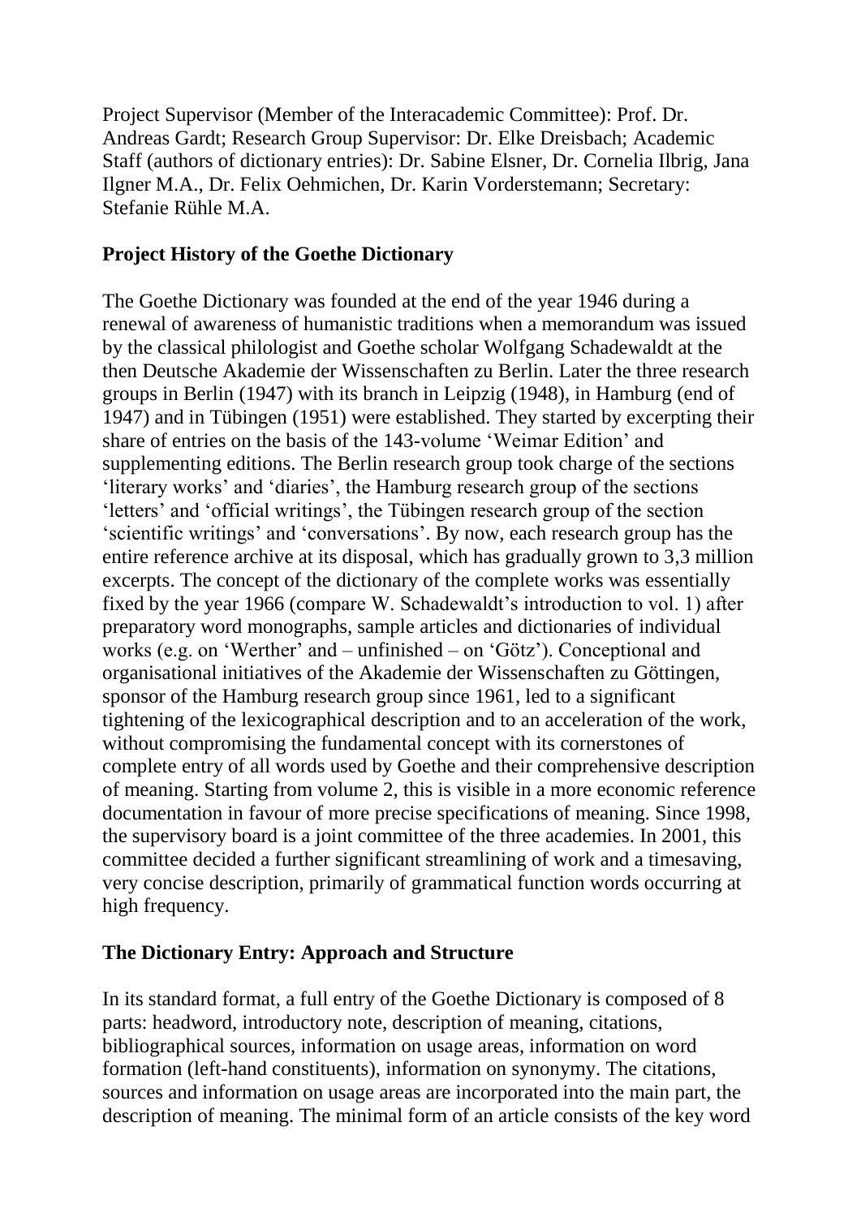Project Supervisor (Member of the Interacademic Committee): Prof. Dr. Andreas Gardt; Research Group Supervisor: Dr. Elke Dreisbach; Academic Staff (authors of dictionary entries): Dr. Sabine Elsner, Dr. Cornelia Ilbrig, Jana Ilgner M.A., Dr. Felix Oehmichen, Dr. Karin Vorderstemann; Secretary: Stefanie Rühle M.A.

## Project History of the Goethe Dictionary

The Goethe Dictionary was founded at the end of the year 1946 during a renewal of awareness of humanistic traditions when a memorandum was issued by the classical philologist and Goethe scholar Wolfgang Schadewaldt at the then Deutsche Akademie der Wissenschaften zu Berlin. Later the three research groups in Berlin (1947) with its branch in Leipzig (1948), in Hamburg (end of 1947) and in Tübingen (1951) were established. They started by excerpting their share of entries on the basis of the 143-volume 'Weimar Edition' and supplementing editions. The Berlin research group took charge of the sections 'literary works' and 'diaries', the Hamburg research group of the sections 'letters' and 'official writings', the Tübingen research group of the section 'scientific writings' and 'conversations'. By now, each research group has the entire reference archive at its disposal, which has gradually grown to 3,3 million excerpts. The concept of the dictionary of the complete works was essentially fixed by the year 1966 (compare W. Schadewaldt's introduction to vol. 1) after preparatory word monographs, sample articles and dictionaries of individual works (e.g. on 'Werther' and – unfinished – on 'Götz'). Conceptional and organisational initiatives of the Akademie der Wissenschaften zu Göttingen, sponsor of the Hamburg research group since 1961, led to a significant tightening of the lexicographical description and to an acceleration of the work, without compromising the fundamental concept with its cornerstones of complete entry of all words used by Goethe and their comprehensive description of meaning. Starting from volume 2, this is visible in a more economic reference documentation in favour of more precise specifications of meaning. Since 1998, the supervisory board is a joint committee of the three academies. In 2001, this committee decided a further significant streamlining of work and a timesaving, very concise description, primarily of grammatical function words occurring at high frequency.

## The Dictionary Entry: Approach and Structure

In its standard format, a full entry of the Goethe Dictionary is composed of 8 parts: headword, introductory note, description of meaning, citations, bibliographical sources, information on usage areas, information on word formation (left-hand constituents), information on synonymy. The citations, sources and information on usage areas are incorporated into the main part, the description of meaning. The minimal form of an article consists of the key word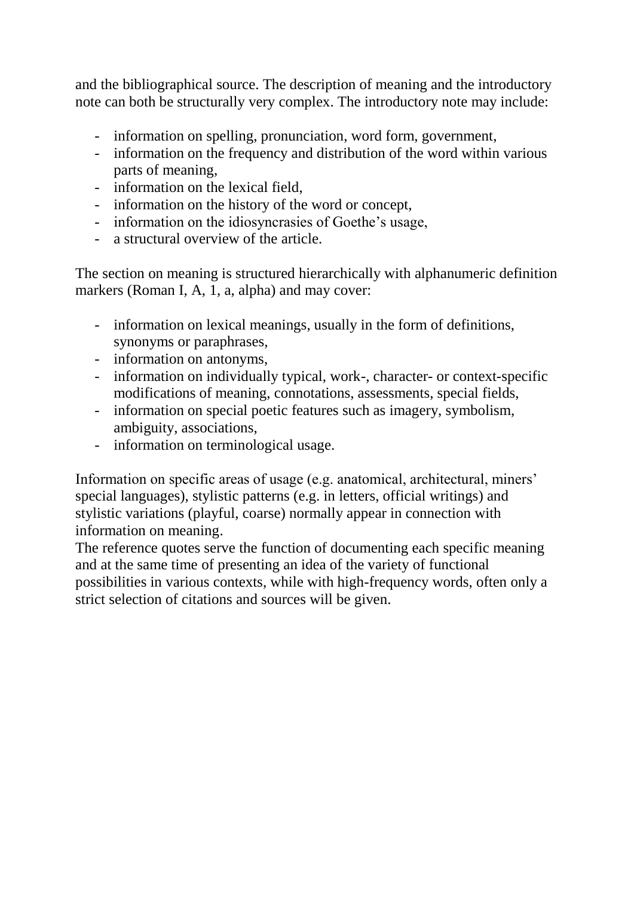and the bibliographical source. The description of meaning and the introductory note can both be structurally very complex. The introductory note may include:

- information on spelling, pronunciation, word form, government,
- information on the frequency and distribution of the word within various parts of meaning,
- information on the lexical field,
- information on the history of the word or concept,
- information on the idiosyncrasies of Goethe's usage,
- a structural overview of the article.

The section on meaning is structured hierarchically with alphanumeric definition markers (Roman I, A, 1, a, alpha) and may cover:

- information on lexical meanings, usually in the form of definitions, synonyms or paraphrases,
- information on antonyms,
- information on individually typical, work-, character- or context-specific modifications of meaning, connotations, assessments, special fields,
- information on special poetic features such as imagery, symbolism, ambiguity, associations,
- information on terminological usage.

Information on specific areas of usage (e.g. anatomical, architectural, miners' special languages), stylistic patterns (e.g. in letters, official writings) and stylistic variations (playful, coarse) normally appear in connection with information on meaning.
The reference quotes serve the function of documenting each specific meaning and at the same time of presenting an idea of the variety of functional possibilities in various contexts, while with high-frequency words, often only a strict selection of citations and sources will be given.